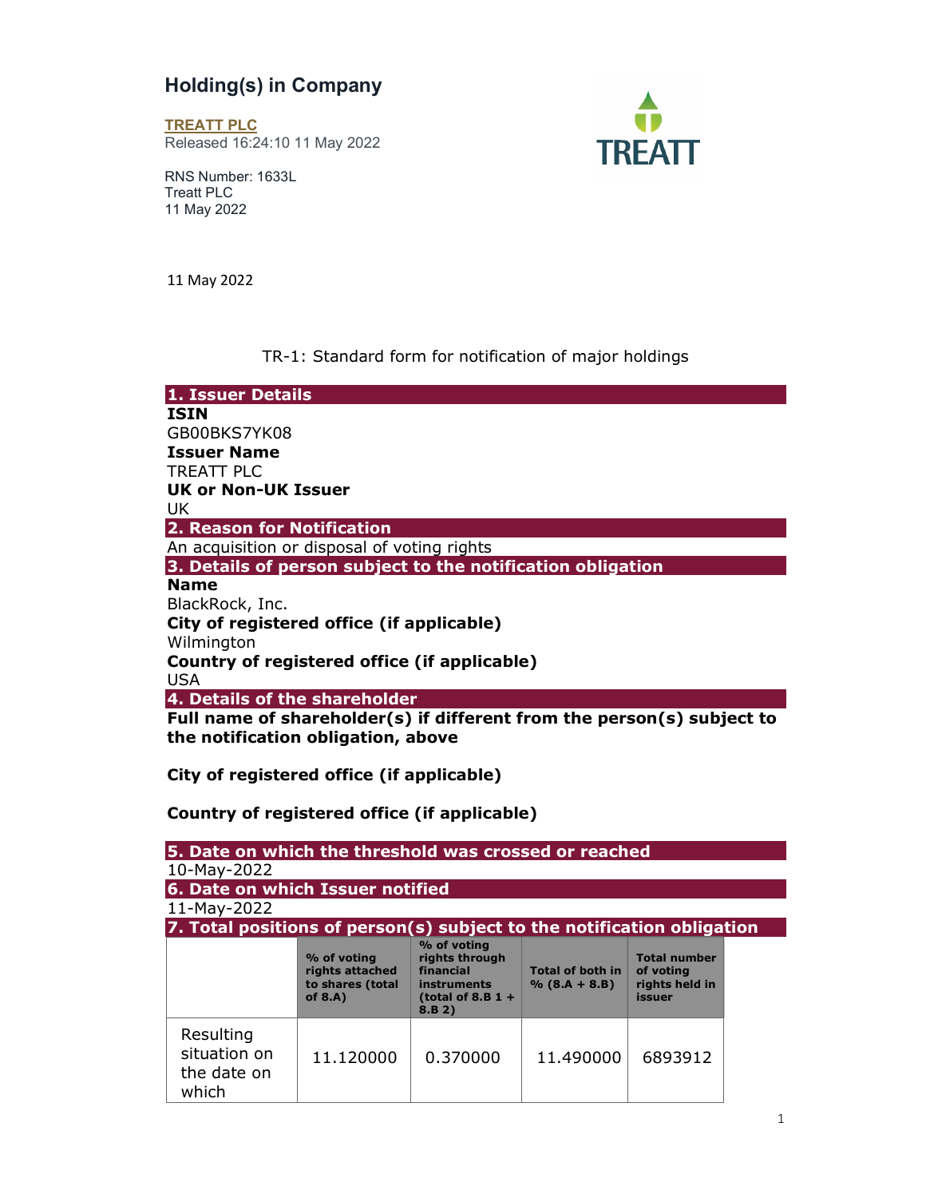# Holding(s) in Company

**TREATT PLC**
Released 16:24:10 11 May 2022

RNS Number: 1633L
Treatt PLC
11 May 2022

11 May 2022

TR-1: Standard form for notification of major holdings

## 1. Issuer Details

**ISIN**
GB00BKS7YK08
**Issuer Name**
TREATT PLC
**UK or Non-UK Issuer**
UK

## 2. Reason for Notification

An acquisition or disposal of voting rights

## 3. Details of person subject to the notification obligation

**Name**
BlackRock, Inc.
**City of registered office (if applicable)**
Wilmington
**Country of registered office (if applicable)**
USA

## 4. Details of the shareholder

**Full name of shareholder(s) if different from the person(s) subject to the notification obligation, above**

**City of registered office (if applicable)**

**Country of registered office (if applicable)**

## 5. Date on which the threshold was crossed or reached

10-May-2022

## 6. Date on which Issuer notified

11-May-2022

## 7. Total positions of person(s) subject to the notification obligation

| | % of voting rights attached to shares (total of 8.A) | % of voting rights through financial instruments (total of 8.B 1 + 8.B 2) | Total of both in % (8.A + 8.B) | Total number of voting rights held in issuer |
|---|---|---|---|---|
| Resulting situation on the date on which | 11.120000 | 0.370000 | 11.490000 | 6893912 |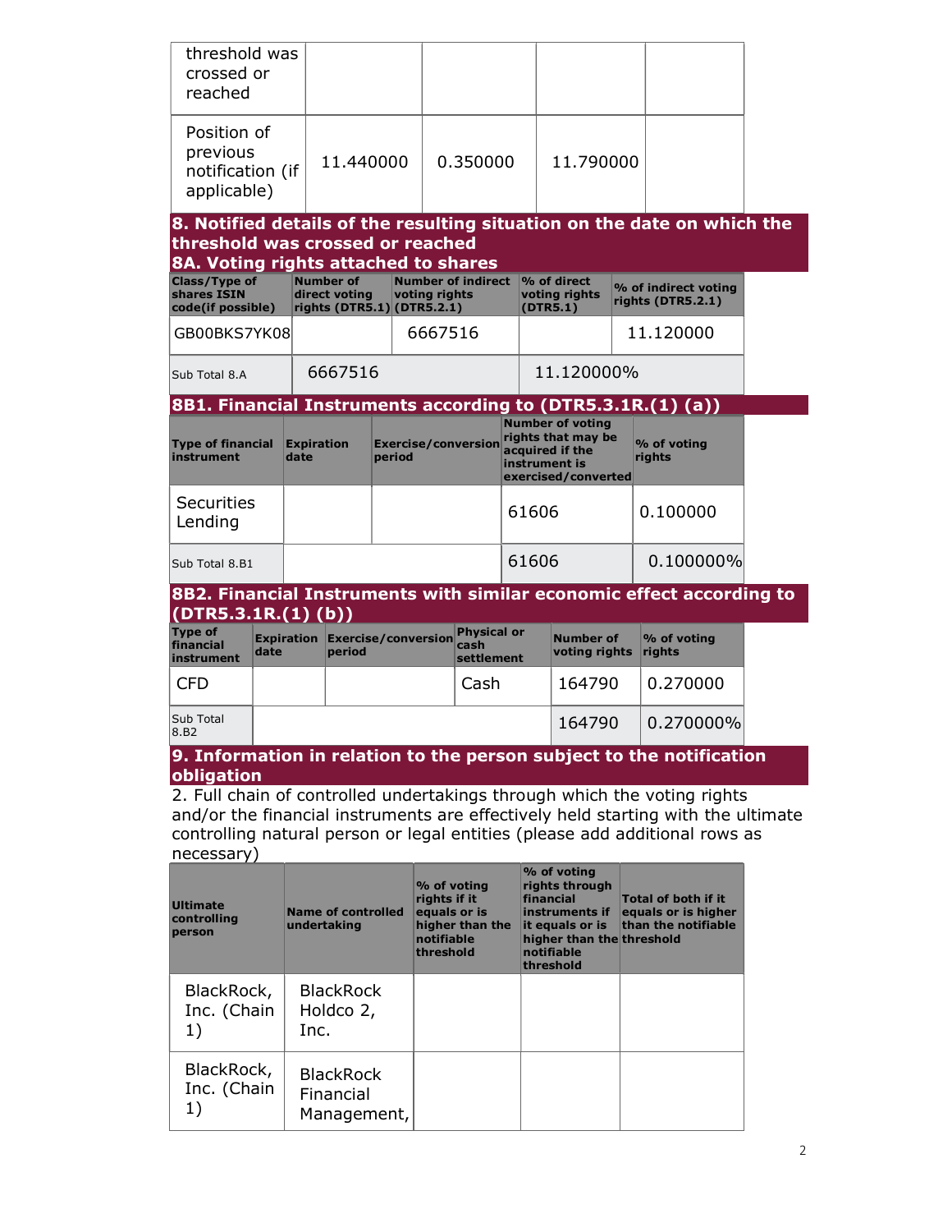| | | | | |
|---|---|---|---|---|
| threshold was crossed or reached | | | | |
| Position of previous notification (if applicable) | 11.440000 | 0.350000 | 11.790000 | |

## 8. Notified details of the resulting situation on the date on which the threshold was crossed or reached

### 8A. Voting rights attached to shares

| Class/Type of shares ISIN code(if possible) | Number of direct voting rights (DTR5.1) | Number of indirect voting rights (DTR5.2.1) | % of direct voting rights (DTR5.1) | % of indirect voting rights (DTR5.2.1) |
|---|---|---|---|---|
| GB00BKS7YK08 | | 6667516 | | 11.120000 |
| Sub Total 8.A | 6667516 | | 11.120000% | |

### 8B1. Financial Instruments according to (DTR5.3.1R.(1) (a))

| Type of financial instrument | Expiration date | Exercise/conversion period | Number of voting rights that may be acquired if the instrument is exercised/converted | % of voting rights |
|---|---|---|---|---|
| Securities Lending | | | 61606 | 0.100000 |
| Sub Total 8.B1 | | | 61606 | 0.100000% |

### 8B2. Financial Instruments with similar economic effect according to (DTR5.3.1R.(1) (b))

| Type of financial instrument | Expiration date | Exercise/conversion period | Physical or cash settlement | Number of voting rights | % of voting rights |
|---|---|---|---|---|---|
| CFD | | | Cash | 164790 | 0.270000 |
| Sub Total 8.B2 | | | | 164790 | 0.270000% |

## 9. Information in relation to the person subject to the notification obligation

2. Full chain of controlled undertakings through which the voting rights and/or the financial instruments are effectively held starting with the ultimate controlling natural person or legal entities (please add additional rows as necessary)

| Ultimate controlling person | Name of controlled undertaking | % of voting rights if it equals or is higher than the notifiable threshold | % of voting rights through financial instruments if it equals or is higher than the notifiable threshold | Total of both if it equals or is higher than the notifiable threshold |
|---|---|---|---|---|
| BlackRock, Inc. (Chain 1) | BlackRock Holdco 2, Inc. | | | |
| BlackRock, Inc. (Chain 1) | BlackRock Financial Management, | | | |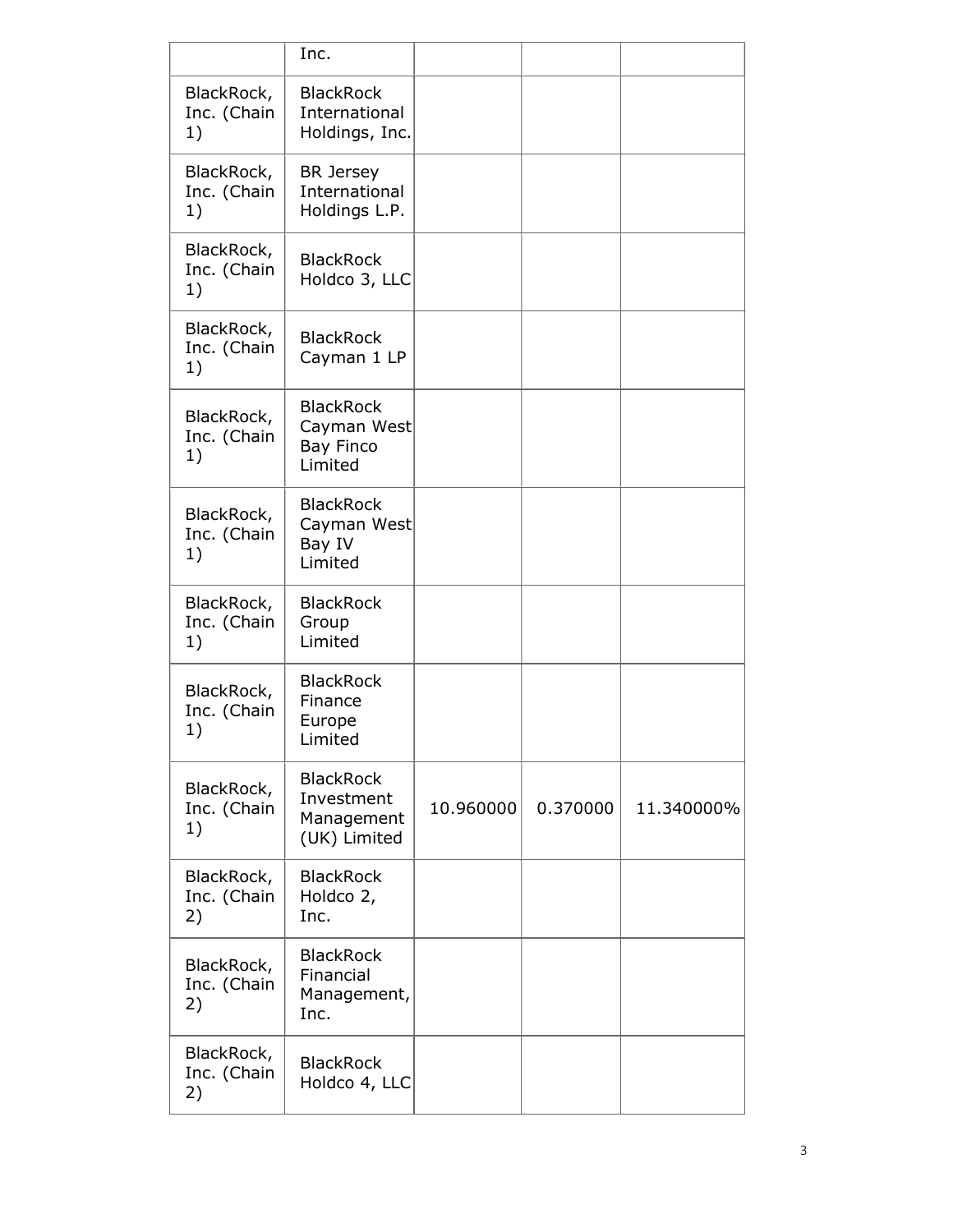| | Inc. | | | |
|---|---|---|---|---|
| BlackRock, Inc. (Chain 1) | BlackRock International Holdings, Inc. | | | |
| BlackRock, Inc. (Chain 1) | BR Jersey International Holdings L.P. | | | |
| BlackRock, Inc. (Chain 1) | BlackRock Holdco 3, LLC | | | |
| BlackRock, Inc. (Chain 1) | BlackRock Cayman 1 LP | | | |
| BlackRock, Inc. (Chain 1) | BlackRock Cayman West Bay Finco Limited | | | |
| BlackRock, Inc. (Chain 1) | BlackRock Cayman West Bay IV Limited | | | |
| BlackRock, Inc. (Chain 1) | BlackRock Group Limited | | | |
| BlackRock, Inc. (Chain 1) | BlackRock Finance Europe Limited | | | |
| BlackRock, Inc. (Chain 1) | BlackRock Investment Management (UK) Limited | 10.960000 | 0.370000 | 11.340000% |
| BlackRock, Inc. (Chain 2) | BlackRock Holdco 2, Inc. | | | |
| BlackRock, Inc. (Chain 2) | BlackRock Financial Management, Inc. | | | |
| BlackRock, Inc. (Chain 2) | BlackRock Holdco 4, LLC | | | |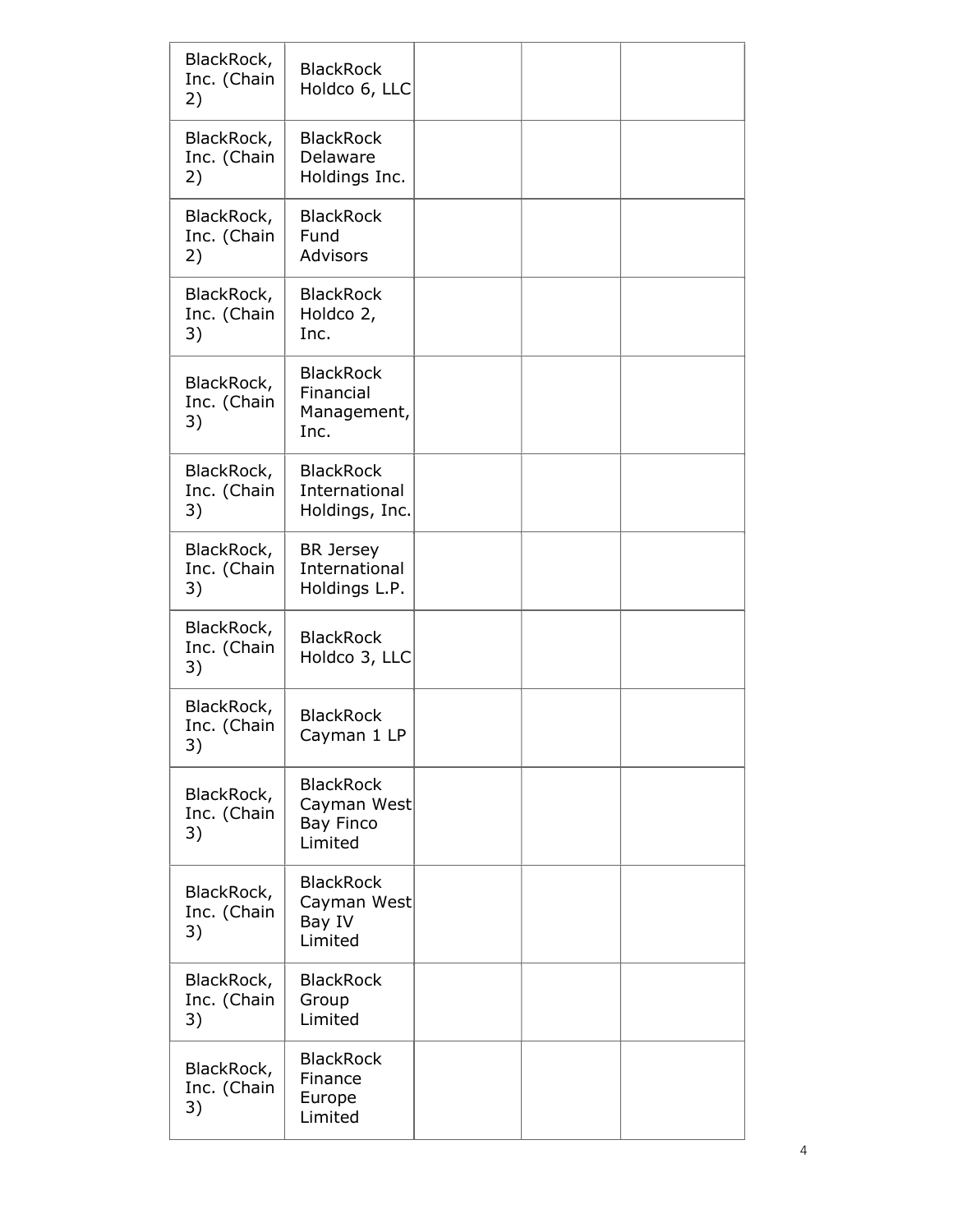| | | | | |
|---|---|---|---|---|
| BlackRock, Inc. (Chain 2) | BlackRock Holdco 6, LLC | | | |
| BlackRock, Inc. (Chain 2) | BlackRock Delaware Holdings Inc. | | | |
| BlackRock, Inc. (Chain 2) | BlackRock Fund Advisors | | | |
| BlackRock, Inc. (Chain 3) | BlackRock Holdco 2, Inc. | | | |
| BlackRock, Inc. (Chain 3) | BlackRock Financial Management, Inc. | | | |
| BlackRock, Inc. (Chain 3) | BlackRock International Holdings, Inc. | | | |
| BlackRock, Inc. (Chain 3) | BR Jersey International Holdings L.P. | | | |
| BlackRock, Inc. (Chain 3) | BlackRock Holdco 3, LLC | | | |
| BlackRock, Inc. (Chain 3) | BlackRock Cayman 1 LP | | | |
| BlackRock, Inc. (Chain 3) | BlackRock Cayman West Bay Finco Limited | | | |
| BlackRock, Inc. (Chain 3) | BlackRock Cayman West Bay IV Limited | | | |
| BlackRock, Inc. (Chain 3) | BlackRock Group Limited | | | |
| BlackRock, Inc. (Chain 3) | BlackRock Finance Europe Limited | | | |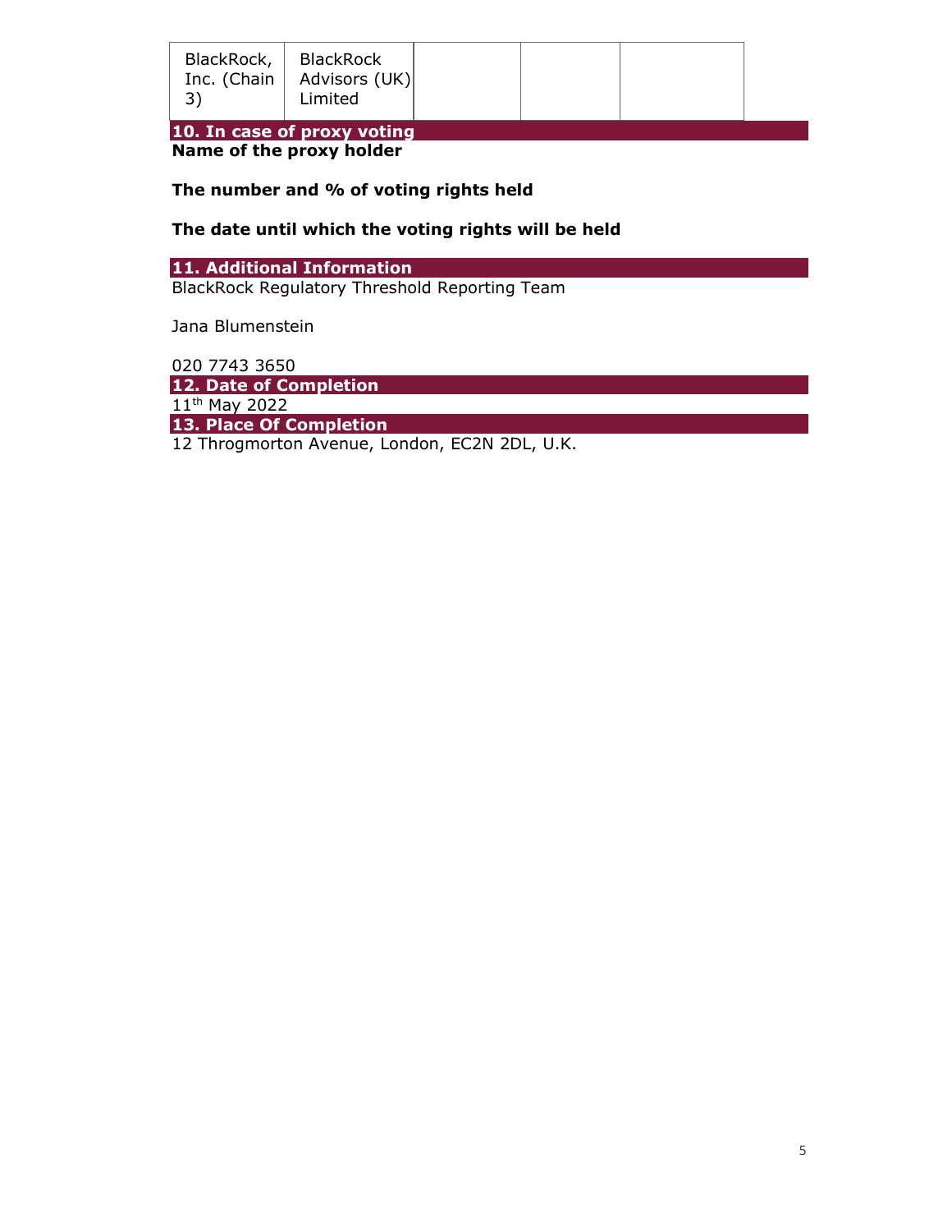| | | | | |
|---|---|---|---|---|
| BlackRock, Inc. (Chain 3) | BlackRock Advisors (UK) Limited | | | |

## 10. In case of proxy voting

**Name of the proxy holder**

**The number and % of voting rights held**

**The date until which the voting rights will be held**

## 11. Additional Information

BlackRock Regulatory Threshold Reporting Team

Jana Blumenstein

020 7743 3650

## 12. Date of Completion

11th May 2022

## 13. Place Of Completion

12 Throgmorton Avenue, London, EC2N 2DL, U.K.